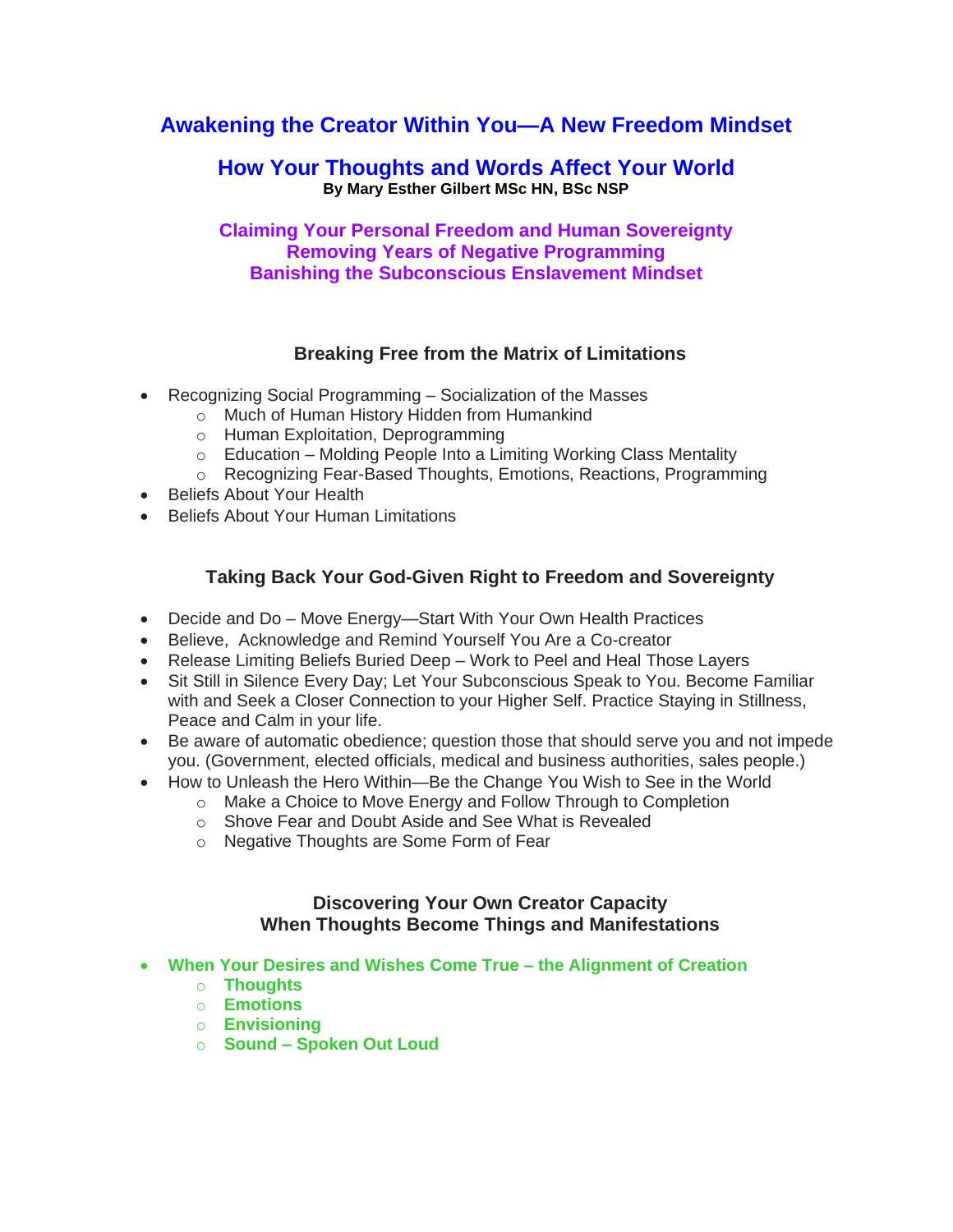# Awakening the Creator Within You—A New Freedom Mindset

## How Your Thoughts and Words Affect Your World

**By Mary Esther Gilbert MSc HN, BSc NSP**

**Claiming Your Personal Freedom and Human Sovereignty**
**Removing Years of Negative Programming**
**Banishing the Subconscious Enslavement Mindset**

### Breaking Free from the Matrix of Limitations

- Recognizing Social Programming – Socialization of the Masses
    - Much of Human History Hidden from Humankind
    - Human Exploitation, Deprogramming
    - Education – Molding People Into a Limiting Working Class Mentality
    - Recognizing Fear-Based Thoughts, Emotions, Reactions, Programming
- Beliefs About Your Health
- Beliefs About Your Human Limitations

### Taking Back Your God-Given Right to Freedom and Sovereignty

- Decide and Do – Move Energy—Start With Your Own Health Practices
- Believe, Acknowledge and Remind Yourself You Are a Co-creator
- Release Limiting Beliefs Buried Deep – Work to Peel and Heal Those Layers
- Sit Still in Silence Every Day; Let Your Subconscious Speak to You. Become Familiar with and Seek a Closer Connection to your Higher Self. Practice Staying in Stillness, Peace and Calm in your life.
- Be aware of automatic obedience; question those that should serve you and not impede you. (Government, elected officials, medical and business authorities, sales people.)
- How to Unleash the Hero Within—Be the Change You Wish to See in the World
    - Make a Choice to Move Energy and Follow Through to Completion
    - Shove Fear and Doubt Aside and See What is Revealed
    - Negative Thoughts are Some Form of Fear

### Discovering Your Own Creator Capacity
### When Thoughts Become Things and Manifestations

- **When Your Desires and Wishes Come True – the Alignment of Creation**
    - **Thoughts**
    - **Emotions**
    - **Envisioning**
    - **Sound – Spoken Out Loud**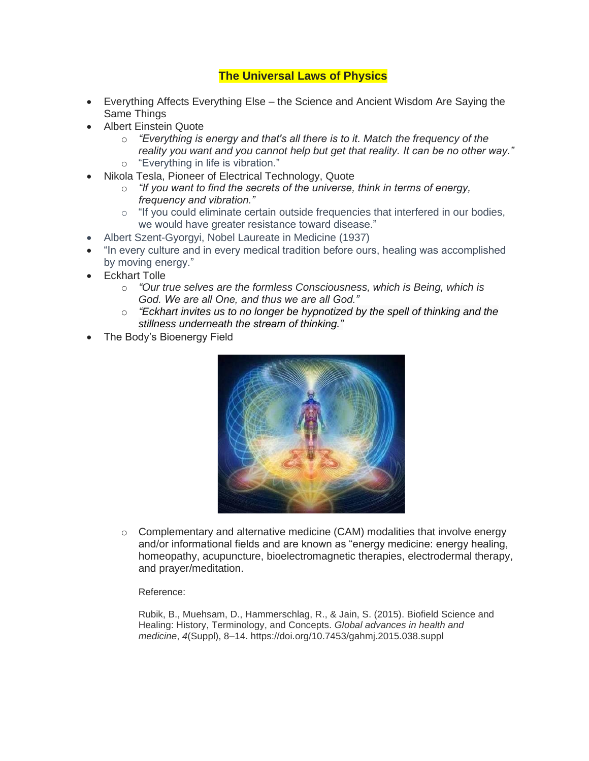# The Universal Laws of Physics

- Everything Affects Everything Else – the Science and Ancient Wisdom Are Saying the Same Things
- Albert Einstein Quote
  - *"Everything is energy and that's all there is to it. Match the frequency of the reality you want and you cannot help but get that reality. It can be no other way."*
  - "Everything in life is vibration."
- Nikola Tesla, Pioneer of Electrical Technology, Quote
  - *"If you want to find the secrets of the universe, think in terms of energy, frequency and vibration."*
  - "If you could eliminate certain outside frequencies that interfered in our bodies, we would have greater resistance toward disease."
- Albert Szent-Gyorgyi, Nobel Laureate in Medicine (1937)
- "In every culture and in every medical tradition before ours, healing was accomplished by moving energy."
- Eckhart Tolle
  - *"Our true selves are the formless Consciousness, which is Being, which is God. We are all One, and thus we are all God."*
  - *"Eckhart invites us to no longer be hypnotized by the spell of thinking and the stillness underneath the stream of thinking."*
- The Body's Bioenergy Field
  - Complementary and alternative medicine (CAM) modalities that involve energy and/or informational fields and are known as "energy medicine: energy healing, homeopathy, acupuncture, bioelectromagnetic therapies, electrodermal therapy, and prayer/meditation.

    Reference:

    Rubik, B., Muehsam, D., Hammerschlag, R., & Jain, S. (2015). Biofield Science and Healing: History, Terminology, and Concepts. *Global advances in health and medicine*, *4*(Suppl), 8–14. https://doi.org/10.7453/gahmj.2015.038.suppl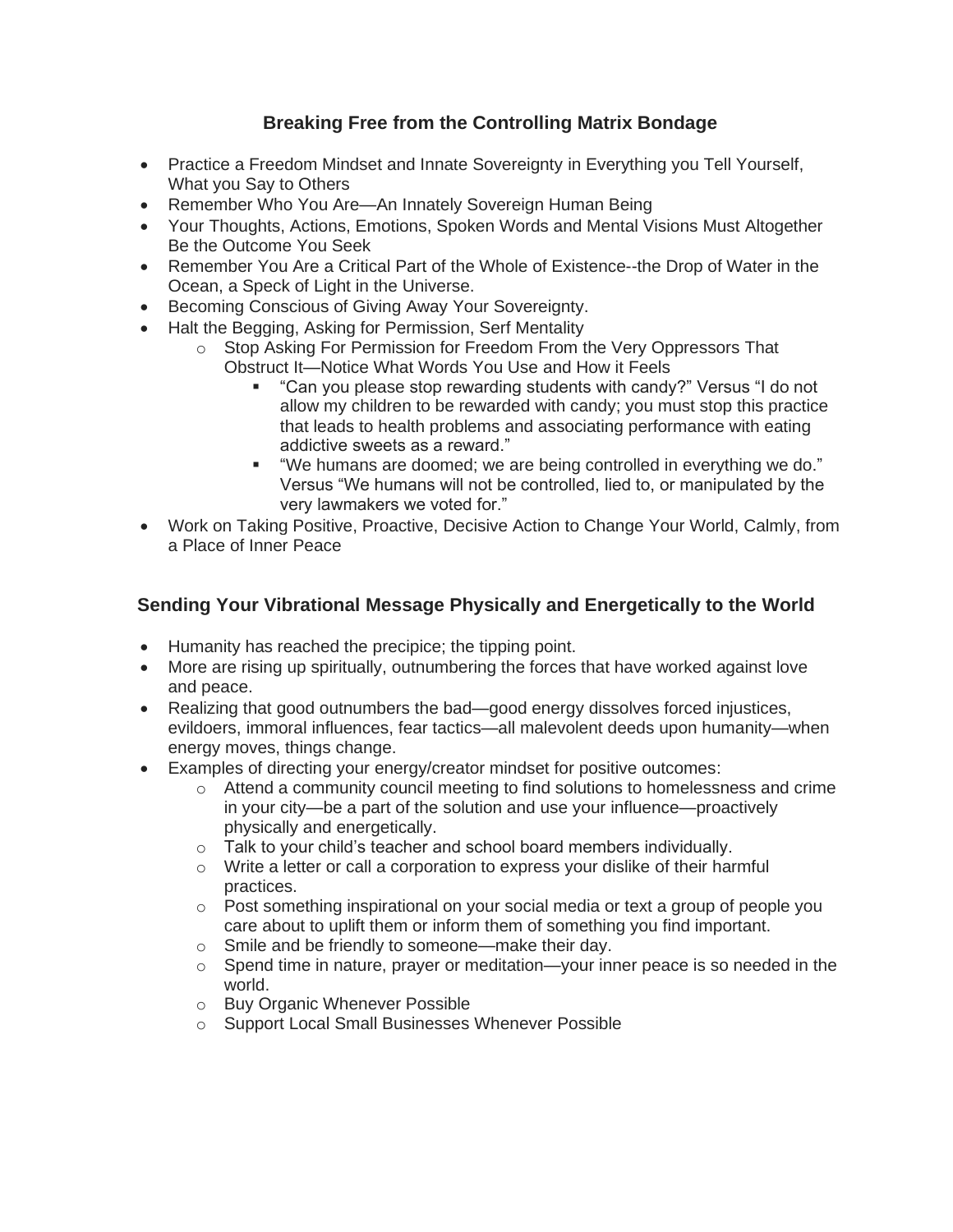## Breaking Free from the Controlling Matrix Bondage

- Practice a Freedom Mindset and Innate Sovereignty in Everything you Tell Yourself, What you Say to Others
- Remember Who You Are—An Innately Sovereign Human Being
- Your Thoughts, Actions, Emotions, Spoken Words and Mental Visions Must Altogether Be the Outcome You Seek
- Remember You Are a Critical Part of the Whole of Existence--the Drop of Water in the Ocean, a Speck of Light in the Universe.
- Becoming Conscious of Giving Away Your Sovereignty.
- Halt the Begging, Asking for Permission, Serf Mentality
    - Stop Asking For Permission for Freedom From the Very Oppressors That Obstruct It—Notice What Words You Use and How it Feels
        - "Can you please stop rewarding students with candy?" Versus "I do not allow my children to be rewarded with candy; you must stop this practice that leads to health problems and associating performance with eating addictive sweets as a reward."
        - "We humans are doomed; we are being controlled in everything we do." Versus "We humans will not be controlled, lied to, or manipulated by the very lawmakers we voted for."
- Work on Taking Positive, Proactive, Decisive Action to Change Your World, Calmly, from a Place of Inner Peace

## Sending Your Vibrational Message Physically and Energetically to the World

- Humanity has reached the precipice; the tipping point.
- More are rising up spiritually, outnumbering the forces that have worked against love and peace.
- Realizing that good outnumbers the bad—good energy dissolves forced injustices, evildoers, immoral influences, fear tactics—all malevolent deeds upon humanity—when energy moves, things change.
- Examples of directing your energy/creator mindset for positive outcomes:
    - Attend a community council meeting to find solutions to homelessness and crime in your city—be a part of the solution and use your influence—proactively physically and energetically.
    - Talk to your child's teacher and school board members individually.
    - Write a letter or call a corporation to express your dislike of their harmful practices.
    - Post something inspirational on your social media or text a group of people you care about to uplift them or inform them of something you find important.
    - Smile and be friendly to someone—make their day.
    - Spend time in nature, prayer or meditation—your inner peace is so needed in the world.
    - Buy Organic Whenever Possible
    - Support Local Small Businesses Whenever Possible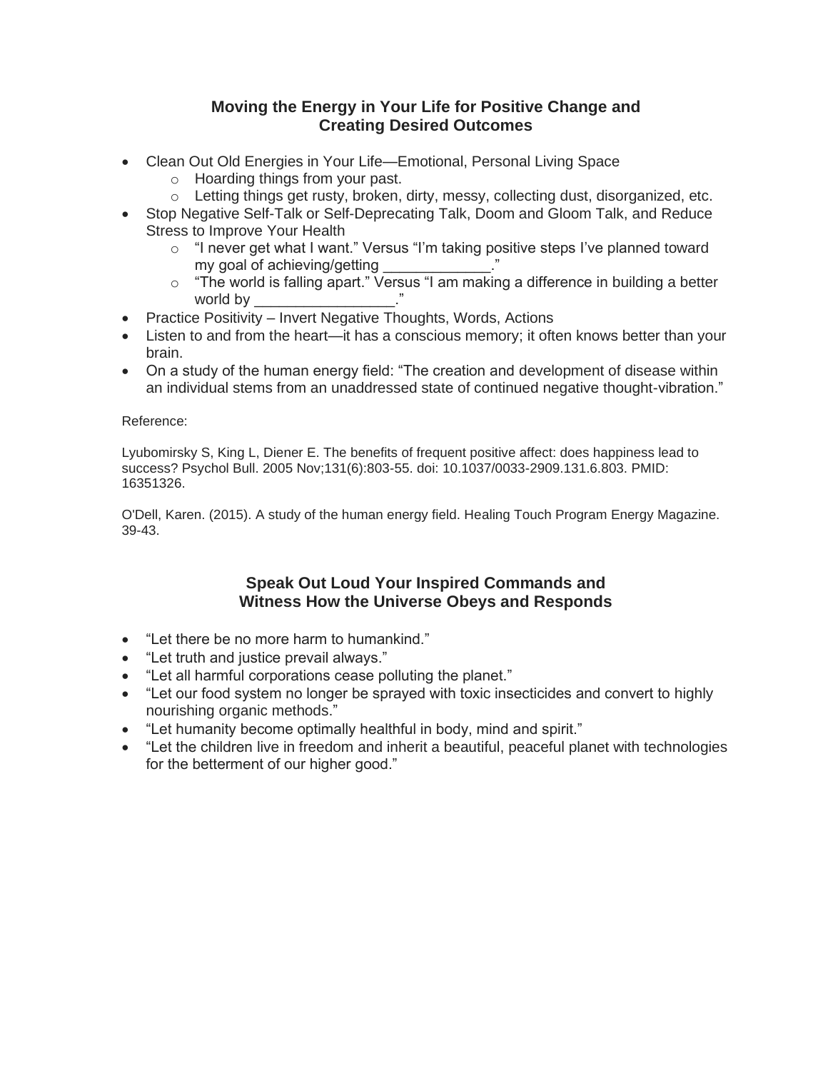## Moving the Energy in Your Life for Positive Change and Creating Desired Outcomes

- Clean Out Old Energies in Your Life—Emotional, Personal Living Space
  - Hoarding things from your past.
  - Letting things get rusty, broken, dirty, messy, collecting dust, disorganized, etc.
- Stop Negative Self-Talk or Self-Deprecating Talk, Doom and Gloom Talk, and Reduce Stress to Improve Your Health
  - "I never get what I want." Versus "I'm taking positive steps I've planned toward my goal of achieving/getting _____________."
  - "The world is falling apart." Versus "I am making a difference in building a better world by _________________."
- Practice Positivity – Invert Negative Thoughts, Words, Actions
- Listen to and from the heart—it has a conscious memory; it often knows better than your brain.
- On a study of the human energy field: "The creation and development of disease within an individual stems from an unaddressed state of continued negative thought-vibration."

Reference:

Lyubomirsky S, King L, Diener E. The benefits of frequent positive affect: does happiness lead to success? Psychol Bull. 2005 Nov;131(6):803-55. doi: 10.1037/0033-2909.131.6.803. PMID: 16351326.

O'Dell, Karen. (2015). A study of the human energy field. Healing Touch Program Energy Magazine. 39-43.

## Speak Out Loud Your Inspired Commands and Witness How the Universe Obeys and Responds

- "Let there be no more harm to humankind."
- "Let truth and justice prevail always."
- "Let all harmful corporations cease polluting the planet."
- "Let our food system no longer be sprayed with toxic insecticides and convert to highly nourishing organic methods."
- "Let humanity become optimally healthful in body, mind and spirit."
- "Let the children live in freedom and inherit a beautiful, peaceful planet with technologies for the betterment of our higher good."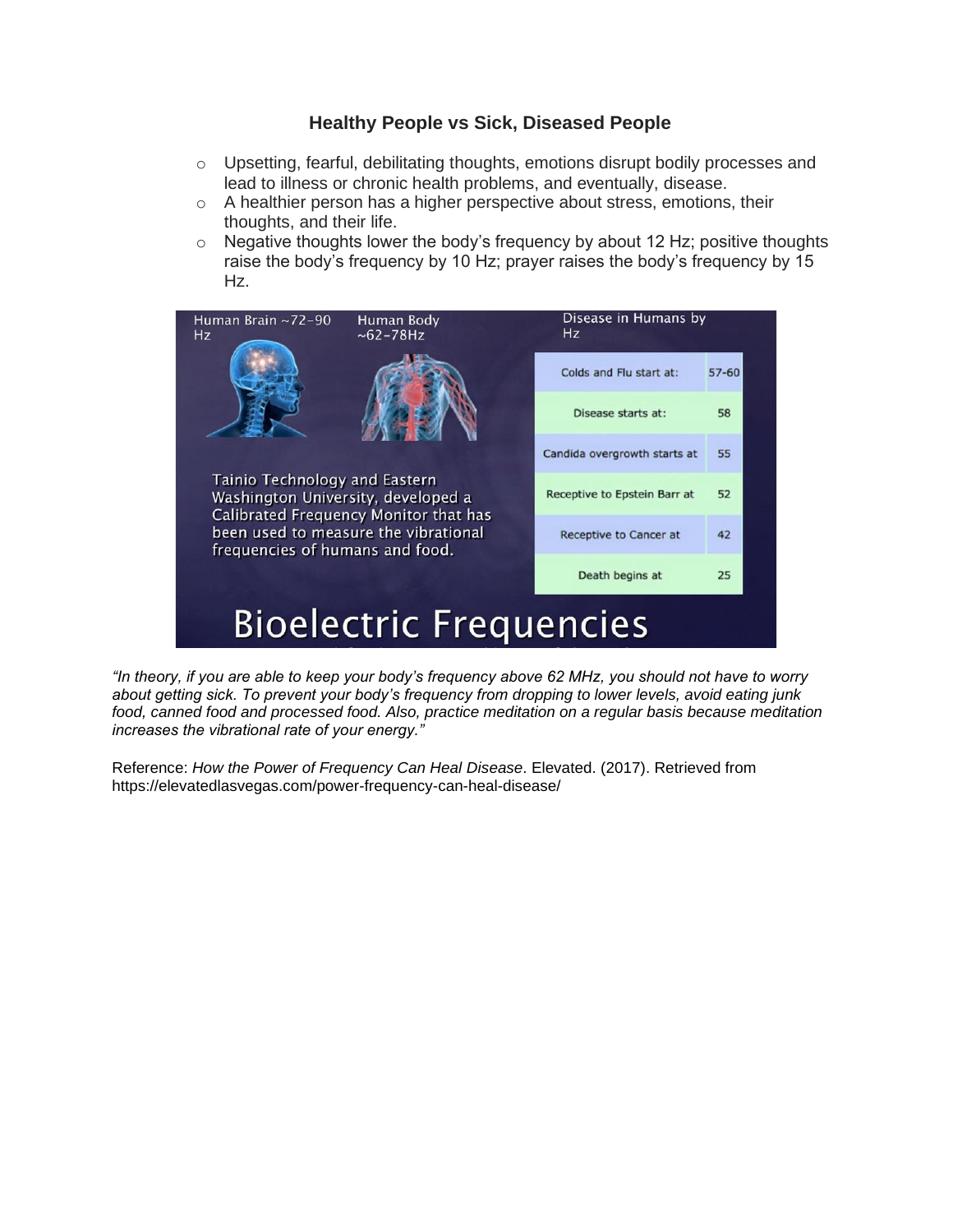### Healthy People vs Sick, Diseased People

- Upsetting, fearful, debilitating thoughts, emotions disrupt bodily processes and lead to illness or chronic health problems, and eventually, disease.
- A healthier person has a higher perspective about stress, emotions, their thoughts, and their life.
- Negative thoughts lower the body's frequency by about 12 Hz; positive thoughts raise the body's frequency by 10 Hz; prayer raises the body's frequency by 15 Hz.

Human Brain ~72-90 Hz

Human Body ~62-78Hz

Tainio Technology and Eastern Washington University, developed a Calibrated Frequency Monitor that has been used to measure the vibrational frequencies of humans and food.

Disease in Humans by Hz

| | |
|---|---|
| Colds and Flu start at: | 57-60 |
| Disease starts at: | 58 |
| Candida overgrowth starts at | 55 |
| Receptive to Epstein Barr at | 52 |
| Receptive to Cancer at | 42 |
| Death begins at | 25 |

# Bioelectric Frequencies

*"In theory, if you are able to keep your body's frequency above 62 MHz, you should not have to worry about getting sick. To prevent your body's frequency from dropping to lower levels, avoid eating junk food, canned food and processed food. Also, practice meditation on a regular basis because meditation increases the vibrational rate of your energy."*

Reference: *How the Power of Frequency Can Heal Disease*. Elevated. (2017). Retrieved from https://elevatedlasvegas.com/power-frequency-can-heal-disease/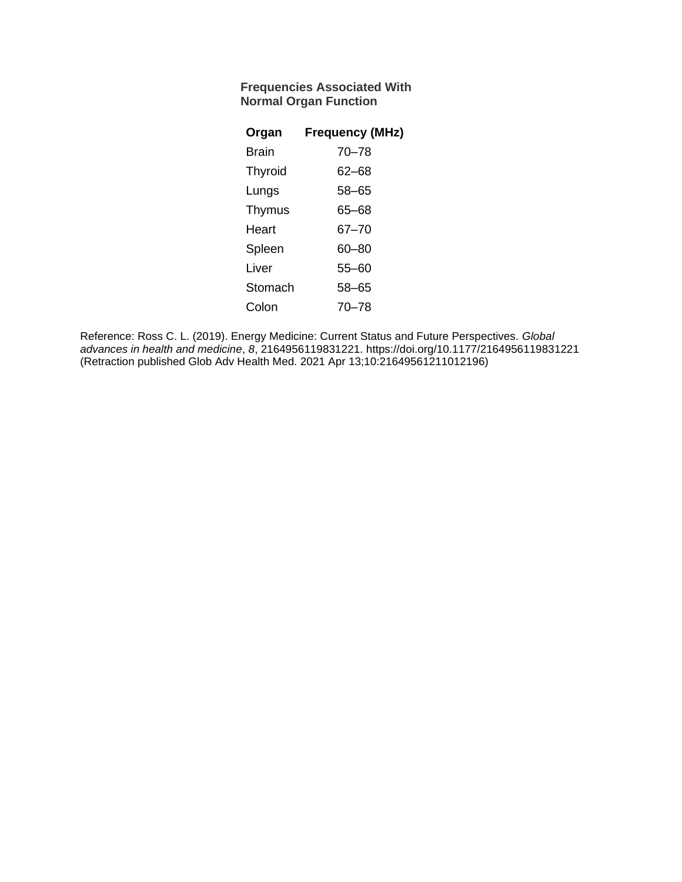**Frequencies Associated With Normal Organ Function**

| Organ | Frequency (MHz) |
|---|---|
| Brain | 70–78 |
| Thyroid | 62–68 |
| Lungs | 58–65 |
| Thymus | 65–68 |
| Heart | 67–70 |
| Spleen | 60–80 |
| Liver | 55–60 |
| Stomach | 58–65 |
| Colon | 70–78 |

Reference: Ross C. L. (2019). Energy Medicine: Current Status and Future Perspectives. *Global advances in health and medicine*, *8*, 2164956119831221. https://doi.org/10.1177/2164956119831221 (Retraction published Glob Adv Health Med. 2021 Apr 13;10:21649561211012196)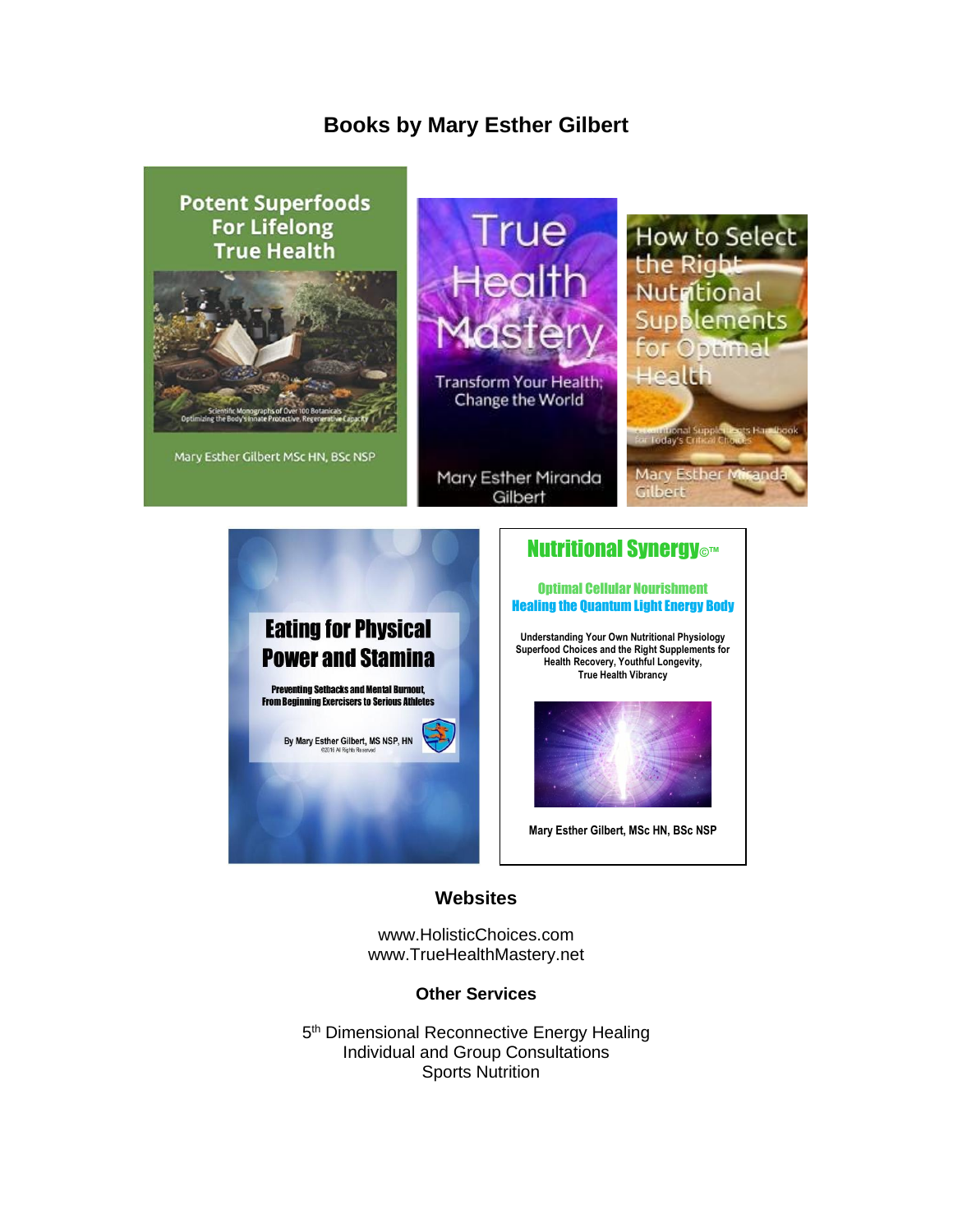## Books by Mary Esther Gilbert

**Potent Superfoods For Lifelong True Health**

Scientific Monographs of Over 100 Botanicals Optimizing the Body's Innate Protective, Regenerative Capacity

Mary Esther Gilbert MSc HN, BSc NSP

**True Health Mastery**

Transform Your Health; Change the World

Mary Esther Miranda Gilbert

**How to Select the Right Nutritional Supplements for Optimal Health**

Nutritional Supplements Handbook for Today's Critical Choices

Mary Esther Miranda Gilbert

**Eating for Physical Power and Stamina**

Preventing Setbacks and Mental Burnout, From Beginning Exercisers to Serious Athletes

By Mary Esther Gilbert, MS NSP, HN

©2016 All Rights Reserved

**Nutritional Synergy©™**

Optimal Cellular Nourishment

Healing the Quantum Light Energy Body

Understanding Your Own Nutritional Physiology
Superfood Choices and the Right Supplements for Health Recovery, Youthful Longevity, True Health Vibrancy

Mary Esther Gilbert, MSc HN, BSc NSP

### Websites

www.HolisticChoices.com
www.TrueHealthMastery.net

### Other Services

5th Dimensional Reconnective Energy Healing
Individual and Group Consultations
Sports Nutrition